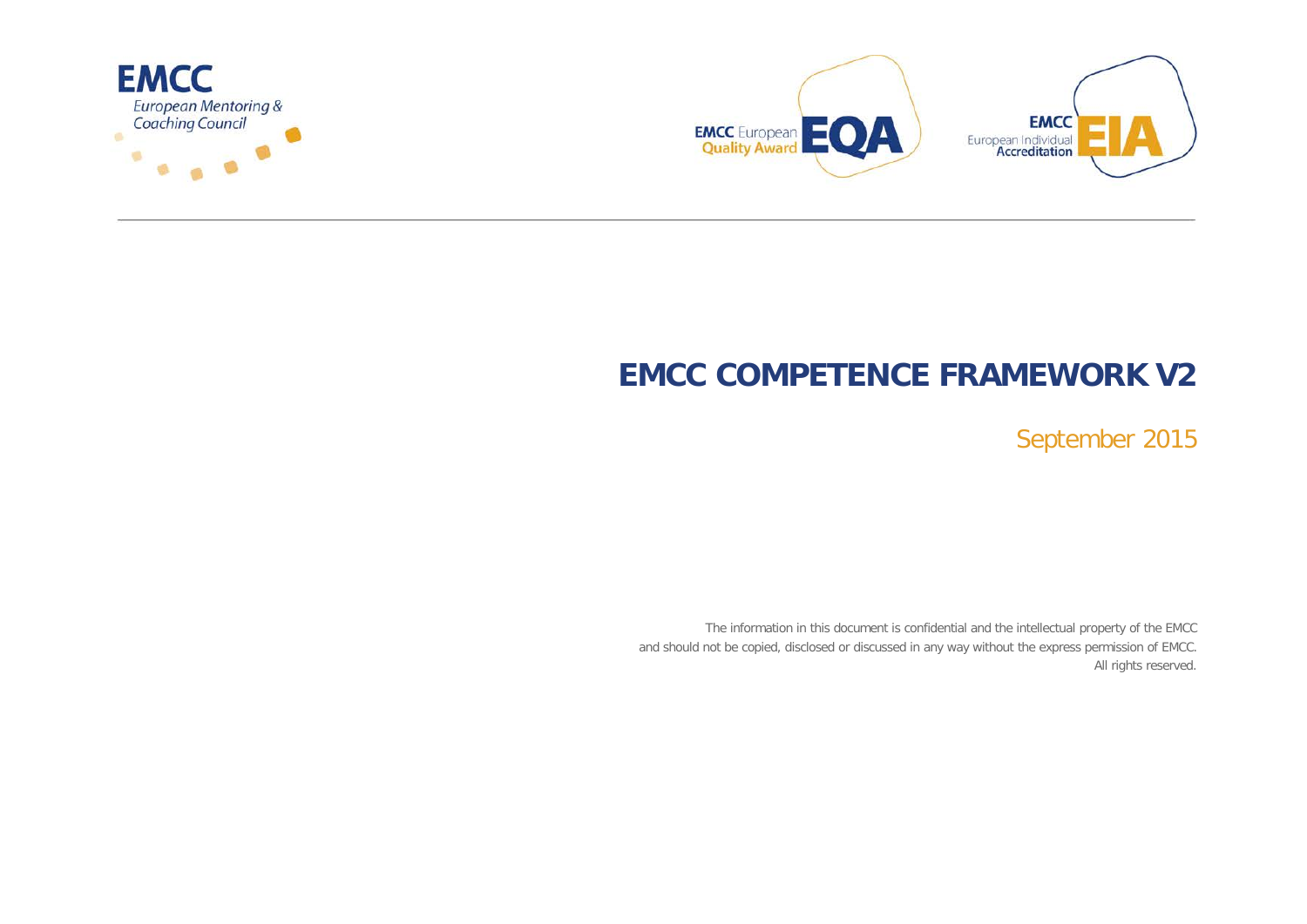EMCC
European Mentoring & Coaching Council

EMCC European Quality Award EQA

EMCC European Individual Accreditation EIA

# EMCC COMPETENCE FRAMEWORK V2

September 2015

The information in this document is confidential and the intellectual property of the EMCC and should not be copied, disclosed or discussed in any way without the express permission of EMCC. All rights reserved.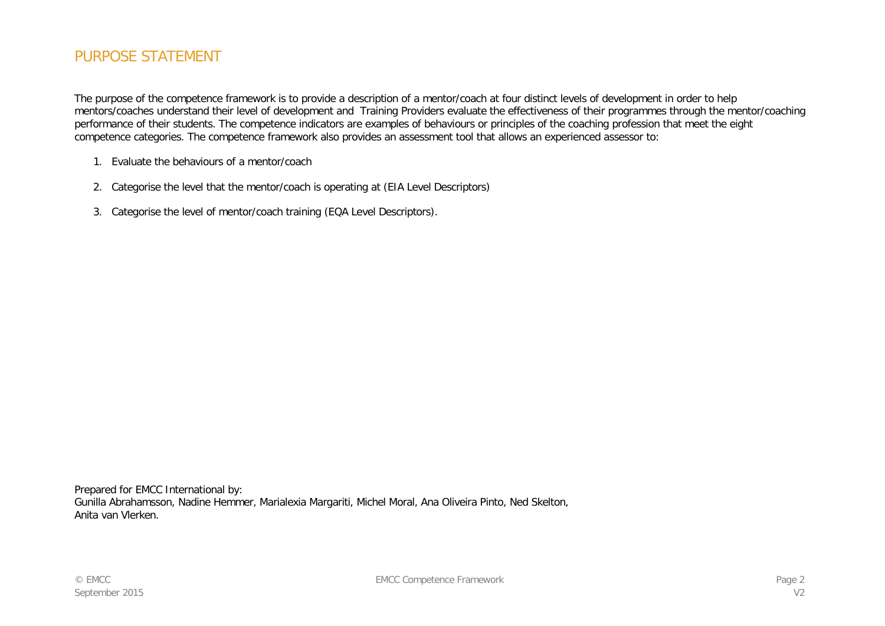## PURPOSE STATEMENT

The purpose of the competence framework is to provide a description of a mentor/coach at four distinct levels of development in order to help mentors/coaches understand their level of development and Training Providers evaluate the effectiveness of their programmes through the mentor/coaching performance of their students. The competence indicators are examples of behaviours or principles of the coaching profession that meet the eight competence categories. The competence framework also provides an assessment tool that allows an experienced assessor to:

1. Evaluate the behaviours of a mentor/coach
2. Categorise the level that the mentor/coach is operating at (EIA Level Descriptors)
3. Categorise the level of mentor/coach training (EQA Level Descriptors).

Prepared for EMCC International by:
Gunilla Abrahamsson, Nadine Hemmer, Marialexia Margariti, Michel Moral, Ana Oliveira Pinto, Ned Skelton, Anita van Vlerken.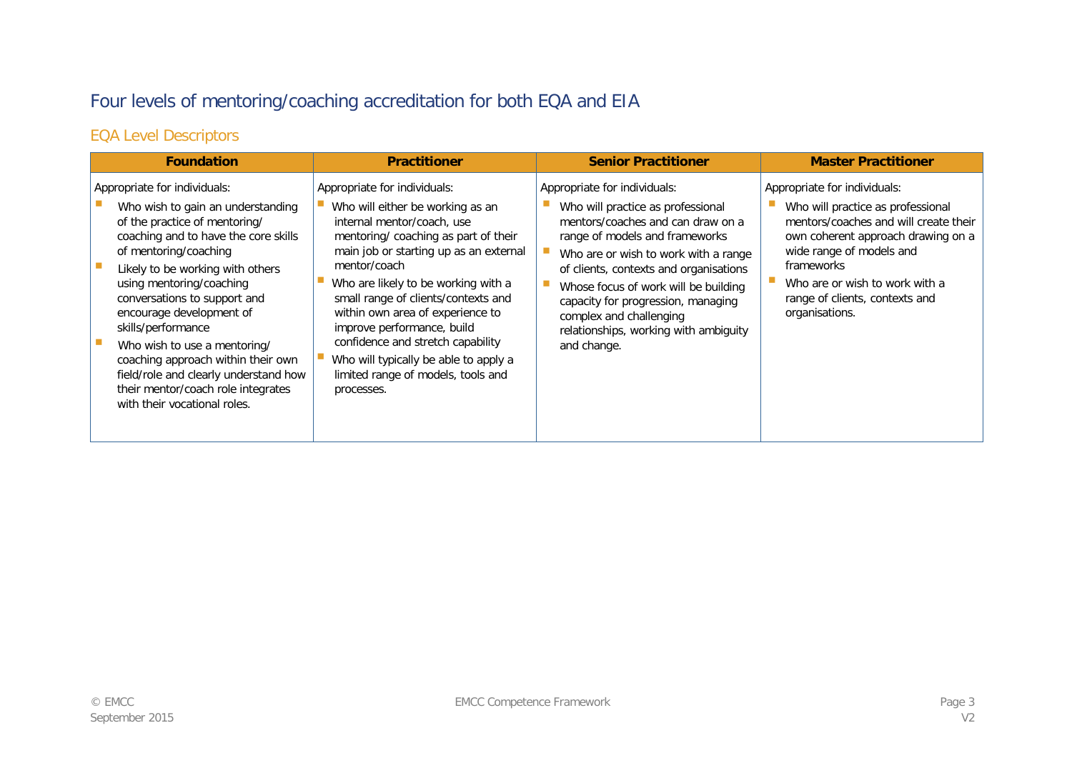# Four levels of mentoring/coaching accreditation for both EQA and EIA

## EQA Level Descriptors

| Foundation | Practitioner | Senior Practitioner | Master Practitioner |
|---|---|---|---|
| Appropriate for individuals:<br>- Who wish to gain an understanding of the practice of mentoring/ coaching and to have the core skills of mentoring/coaching<br>- Likely to be working with others using mentoring/coaching conversations to support and encourage development of skills/performance<br>- Who wish to use a mentoring/ coaching approach within their own field/role and clearly understand how their mentor/coach role integrates with their vocational roles. | Appropriate for individuals:<br>- Who will either be working as an internal mentor/coach, use mentoring/ coaching as part of their main job or starting up as an external mentor/coach<br>- Who are likely to be working with a small range of clients/contexts and within own area of experience to improve performance, build confidence and stretch capability<br>- Who will typically be able to apply a limited range of models, tools and processes. | Appropriate for individuals:<br>- Who will practice as professional mentors/coaches and can draw on a range of models and frameworks<br>- Who are or wish to work with a range of clients, contexts and organisations<br>- Whose focus of work will be building capacity for progression, managing complex and challenging relationships, working with ambiguity and change. | Appropriate for individuals:<br>- Who will practice as professional mentors/coaches and will create their own coherent approach drawing on a wide range of models and frameworks<br>- Who are or wish to work with a range of clients, contexts and organisations. |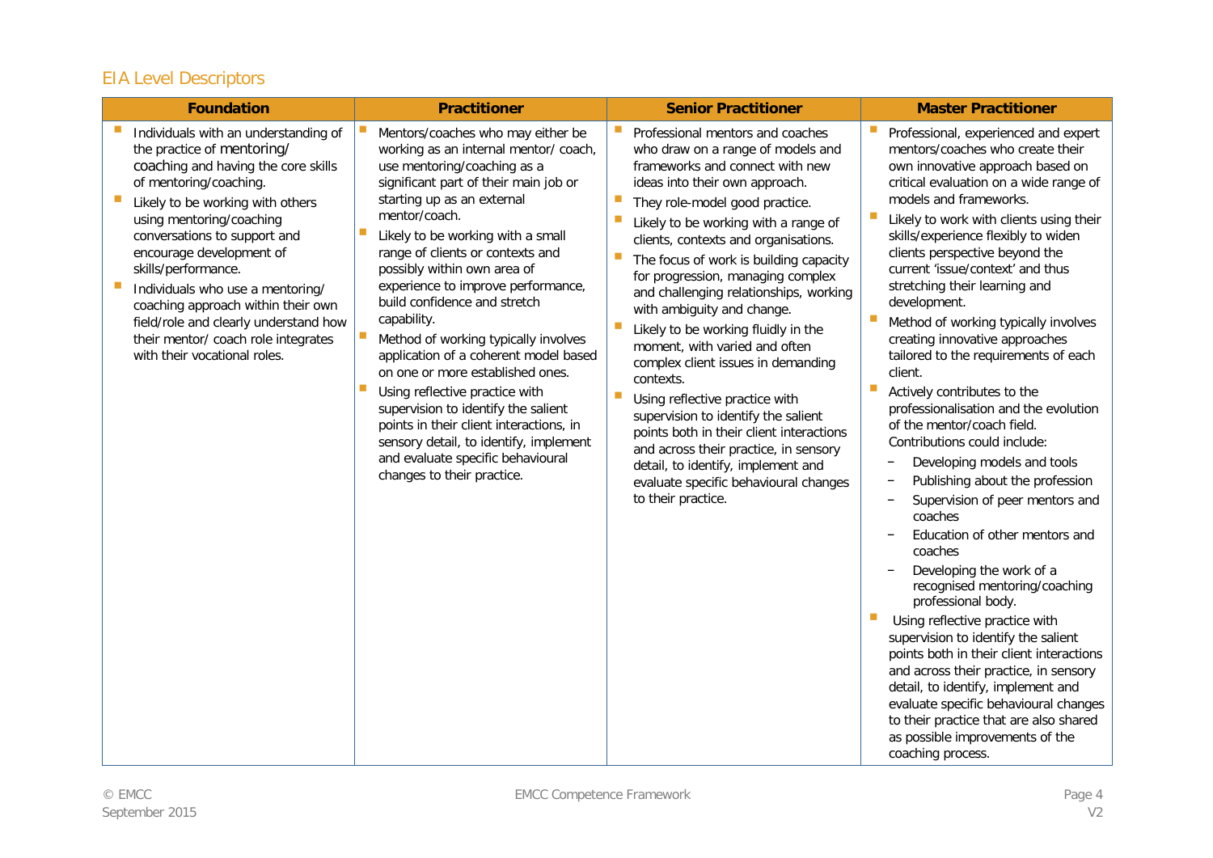## EIA Level Descriptors

| Foundation | Practitioner | Senior Practitioner | Master Practitioner |
|---|---|---|---|
| • Individuals with an understanding of the practice of mentoring/ coaching and having the core skills of mentoring/coaching.<br>• Likely to be working with others using mentoring/coaching conversations to support and encourage development of skills/performance.<br>• Individuals who use a mentoring/ coaching approach within their own field/role and clearly understand how their mentor/ coach role integrates with their vocational roles. | • Mentors/coaches who may either be working as an internal mentor/ coach, use mentoring/coaching as a significant part of their main job or starting up as an external mentor/coach.<br>• Likely to be working with a small range of clients or contexts and possibly within own area of experience to improve performance, build confidence and stretch capability.<br>• Method of working typically involves application of a coherent model based on one or more established ones.<br>• Using reflective practice with supervision to identify the salient points in their client interactions, in sensory detail, to identify, implement and evaluate specific behavioural changes to their practice. | • Professional mentors and coaches who draw on a range of models and frameworks and connect with new ideas into their own approach.<br>• They role-model good practice.<br>• Likely to be working with a range of clients, contexts and organisations.<br>• The focus of work is building capacity for progression, managing complex and challenging relationships, working with ambiguity and change.<br>• Likely to be working fluidly in the moment, with varied and often complex client issues in demanding contexts.<br>• Using reflective practice with supervision to identify the salient points both in their client interactions and across their practice, in sensory detail, to identify, implement and evaluate specific behavioural changes to their practice. | • Professional, experienced and expert mentors/coaches who create their own innovative approach based on critical evaluation on a wide range of models and frameworks.<br>• Likely to work with clients using their skills/experience flexibly to widen clients perspective beyond the current 'issue/context' and thus stretching their learning and development.<br>• Method of working typically involves creating innovative approaches tailored to the requirements of each client.<br>• Actively contributes to the professionalisation and the evolution of the mentor/coach field. Contributions could include:<br>– Developing models and tools<br>– Publishing about the profession<br>– Supervision of peer mentors and coaches<br>– Education of other mentors and coaches<br>– Developing the work of a recognised mentoring/coaching professional body.<br>• Using reflective practice with supervision to identify the salient points both in their client interactions and across their practice, in sensory detail, to identify, implement and evaluate specific behavioural changes to their practice that are also shared as possible improvements of the coaching process. |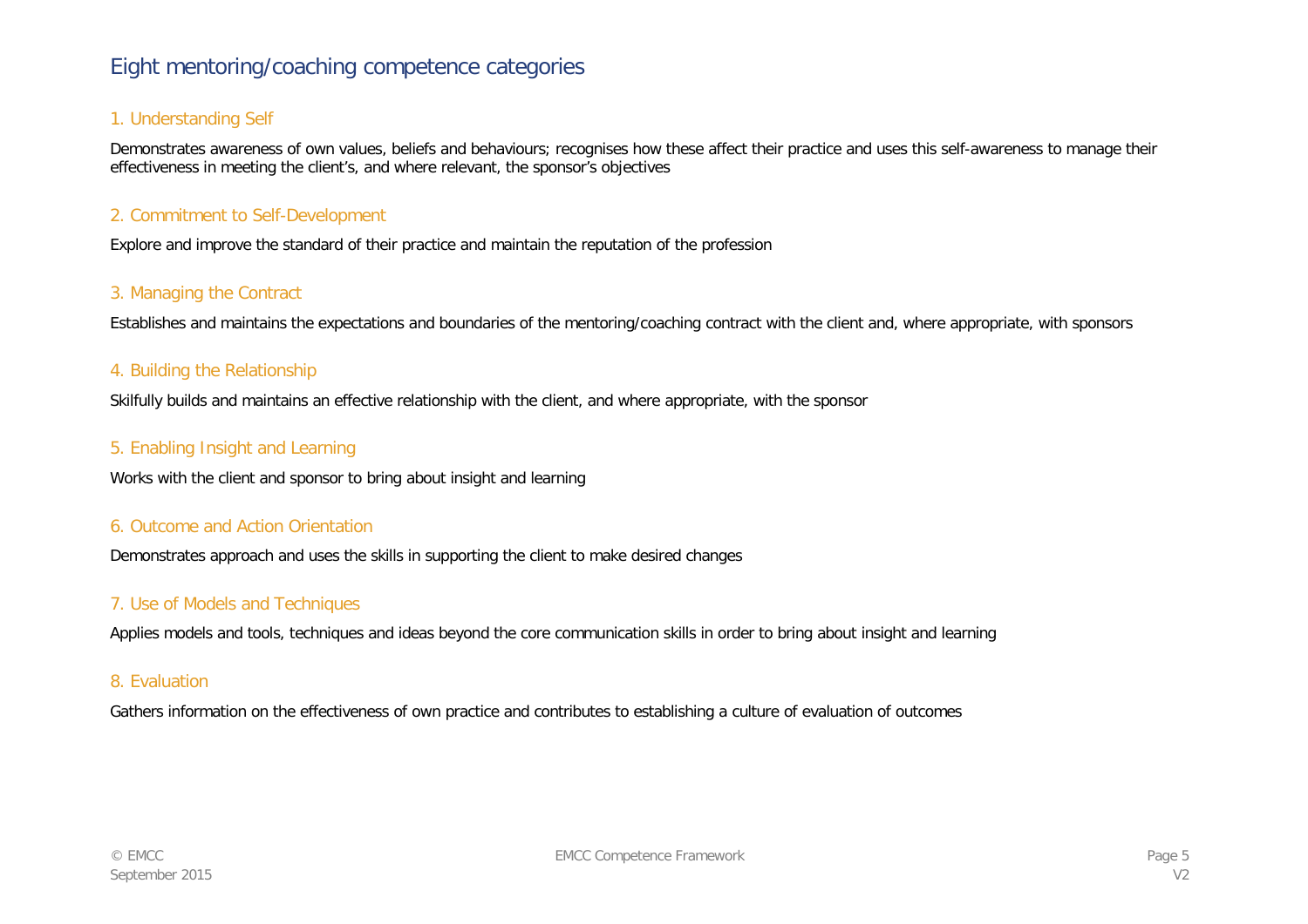# Eight mentoring/coaching competence categories

## 1. Understanding Self

Demonstrates awareness of own values, beliefs and behaviours; recognises how these affect their practice and uses this self-awareness to manage their effectiveness in meeting the client's, and where relevant, the sponsor's objectives

## 2. Commitment to Self-Development

Explore and improve the standard of their practice and maintain the reputation of the profession

## 3. Managing the Contract

Establishes and maintains the expectations and boundaries of the mentoring/coaching contract with the client and, where appropriate, with sponsors

## 4. Building the Relationship

Skilfully builds and maintains an effective relationship with the client, and where appropriate, with the sponsor

## 5. Enabling Insight and Learning

Works with the client and sponsor to bring about insight and learning

## 6. Outcome and Action Orientation

Demonstrates approach and uses the skills in supporting the client to make desired changes

## 7. Use of Models and Techniques

Applies models and tools, techniques and ideas beyond the core communication skills in order to bring about insight and learning

## 8. Evaluation

Gathers information on the effectiveness of own practice and contributes to establishing a culture of evaluation of outcomes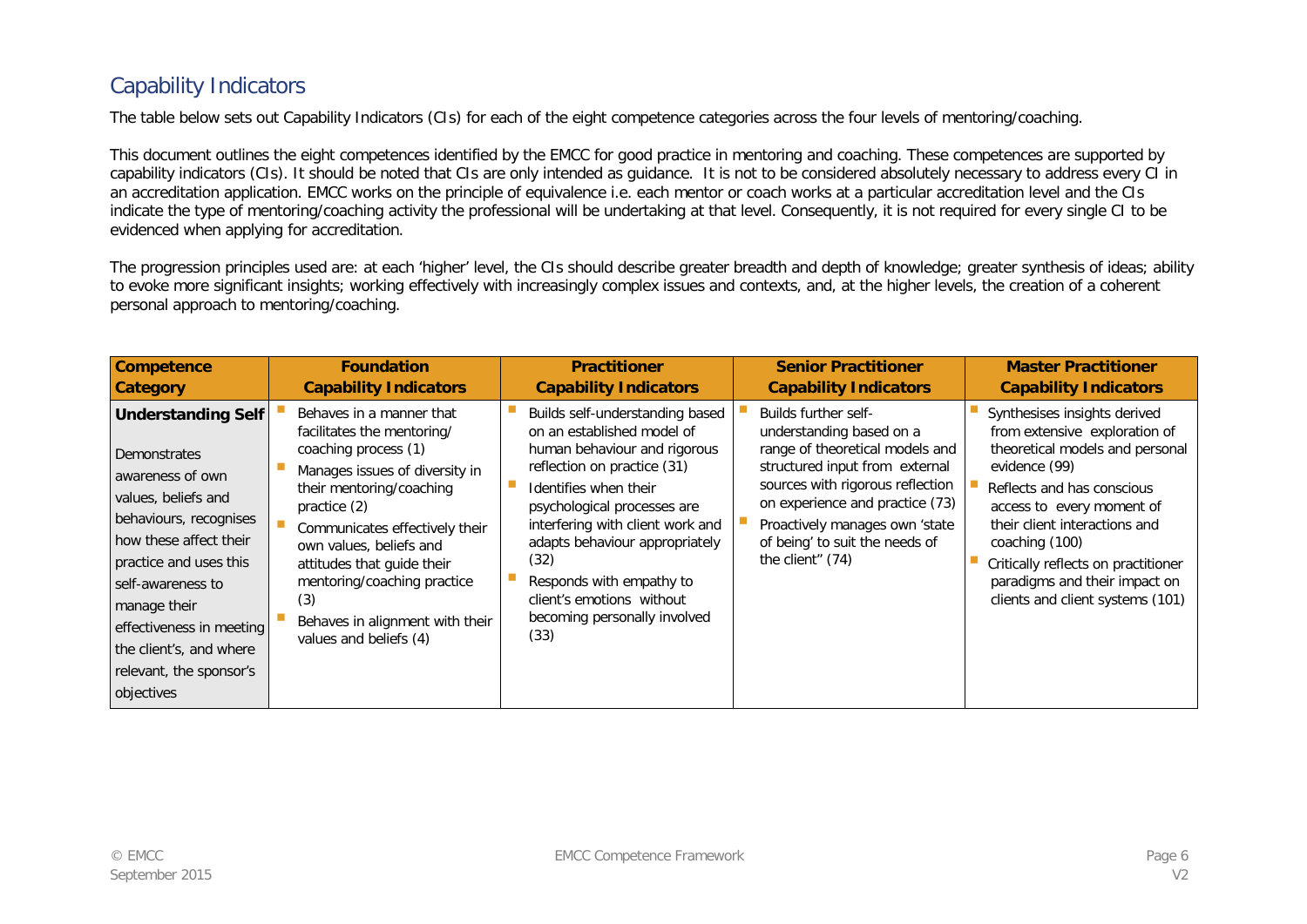## Capability Indicators

The table below sets out Capability Indicators (CIs) for each of the eight competence categories across the four levels of mentoring/coaching.

This document outlines the eight competences identified by the EMCC for good practice in mentoring and coaching. These competences are supported by capability indicators (CIs). It should be noted that CIs are only intended as guidance. It is not to be considered absolutely necessary to address every CI in an accreditation application. EMCC works on the principle of equivalence i.e. each mentor or coach works at a particular accreditation level and the CIs indicate the type of mentoring/coaching activity the professional will be undertaking at that level. Consequently, it is not required for every single CI to be evidenced when applying for accreditation.

The progression principles used are: at each 'higher' level, the CIs should describe greater breadth and depth of knowledge; greater synthesis of ideas; ability to evoke more significant insights; working effectively with increasingly complex issues and contexts, and, at the higher levels, the creation of a coherent personal approach to mentoring/coaching.

| Competence Category | Foundation Capability Indicators | Practitioner Capability Indicators | Senior Practitioner Capability Indicators | Master Practitioner Capability Indicators |
|---|---|---|---|---|
| **Understanding Self**<br><br>Demonstrates awareness of own values, beliefs and behaviours, recognises how these affect their practice and uses this self-awareness to manage their effectiveness in meeting the client's, and where relevant, the sponsor's objectives | • Behaves in a manner that facilitates the mentoring/ coaching process (1)<br>• Manages issues of diversity in their mentoring/coaching practice (2)<br>• Communicates effectively their own values, beliefs and attitudes that guide their mentoring/coaching practice (3)<br>• Behaves in alignment with their values and beliefs (4) | • Builds self-understanding based on an established model of human behaviour and rigorous reflection on practice (31)<br>• Identifies when their psychological processes are interfering with client work and adapts behaviour appropriately (32)<br>• Responds with empathy to client's emotions without becoming personally involved (33) | • Builds further self-understanding based on a range of theoretical models and structured input from external sources with rigorous reflection on experience and practice (73)<br>• Proactively manages own 'state of being' to suit the needs of the client" (74) | • Synthesises insights derived from extensive exploration of theoretical models and personal evidence (99)<br>• Reflects and has conscious access to every moment of their client interactions and coaching (100)<br>• Critically reflects on practitioner paradigms and their impact on clients and client systems (101) |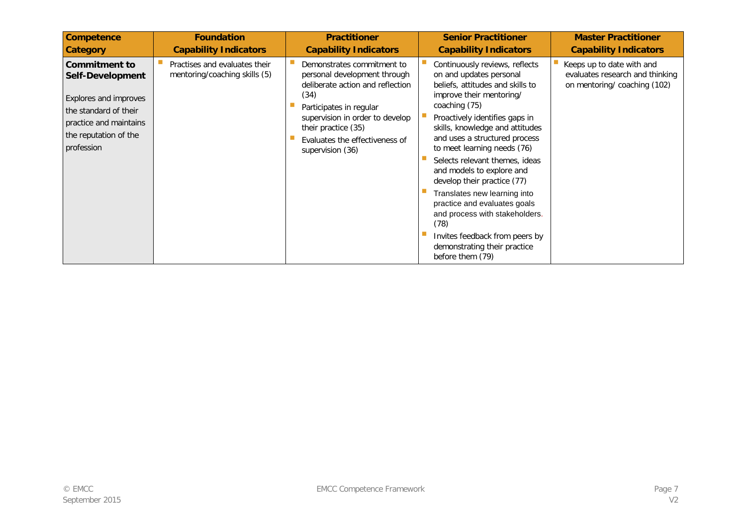| Competence Category | Foundation Capability Indicators | Practitioner Capability Indicators | Senior Practitioner Capability Indicators | Master Practitioner Capability Indicators |
|---|---|---|---|---|
| **Commitment to Self-Development**<br><br>Explores and improves the standard of their practice and maintains the reputation of the profession | ▪ Practises and evaluates their mentoring/coaching skills (5) | ▪ Demonstrates commitment to personal development through deliberate action and reflection (34)<br>▪ Participates in regular supervision in order to develop their practice (35)<br>▪ Evaluates the effectiveness of supervision (36) | ▪ Continuously reviews, reflects on and updates personal beliefs, attitudes and skills to improve their mentoring/ coaching (75)<br>▪ Proactively identifies gaps in skills, knowledge and attitudes and uses a structured process to meet learning needs (76)<br>▪ Selects relevant themes, ideas and models to explore and develop their practice (77)<br>▪ Translates new learning into practice and evaluates goals and process with stakeholders. (78)<br>▪ Invites feedback from peers by demonstrating their practice before them (79) | ▪ Keeps up to date with and evaluates research and thinking on mentoring/ coaching (102) |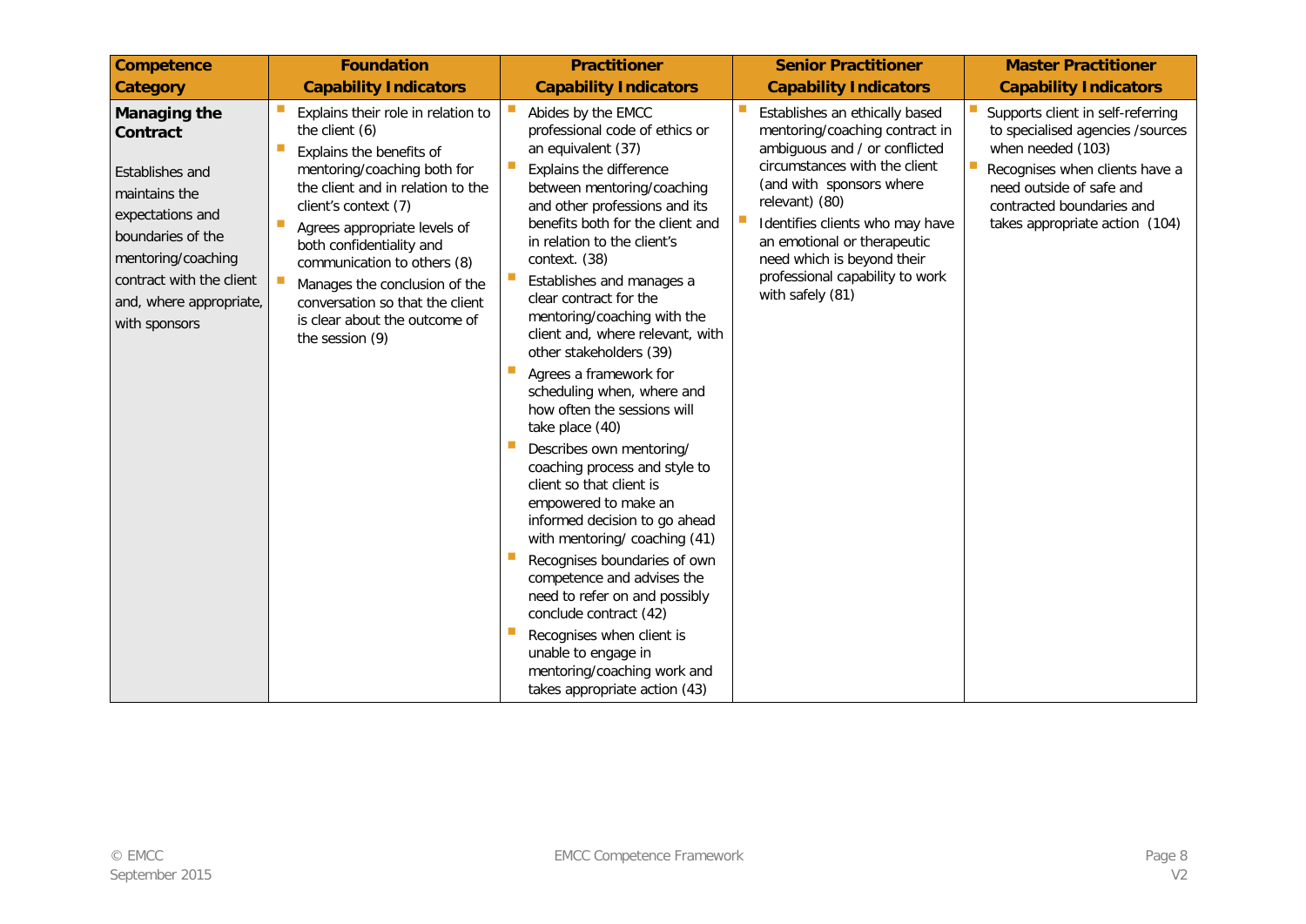| Competence Category | Foundation Capability Indicators | Practitioner Capability Indicators | Senior Practitioner Capability Indicators | Master Practitioner Capability Indicators |
|---|---|---|---|---|
| **Managing the Contract**<br><br>Establishes and maintains the expectations and boundaries of the mentoring/coaching contract with the client and, where appropriate, with sponsors | - Explains their role in relation to the client (6)<br>- Explains the benefits of mentoring/coaching both for the client and in relation to the client's context (7)<br>- Agrees appropriate levels of both confidentiality and communication to others (8)<br>- Manages the conclusion of the conversation so that the client is clear about the outcome of the session (9) | - Abides by the EMCC professional code of ethics or an equivalent (37)<br>- Explains the difference between mentoring/coaching and other professions and its benefits both for the client and in relation to the client's context. (38)<br>- Establishes and manages a clear contract for the mentoring/coaching with the client and, where relevant, with other stakeholders (39)<br>- Agrees a framework for scheduling when, where and how often the sessions will take place (40)<br>- Describes own mentoring/ coaching process and style to client so that client is empowered to make an informed decision to go ahead with mentoring/ coaching (41)<br>- Recognises boundaries of own competence and advises the need to refer on and possibly conclude contract (42)<br>- Recognises when client is unable to engage in mentoring/coaching work and takes appropriate action (43) | - Establishes an ethically based mentoring/coaching contract in ambiguous and / or conflicted circumstances with the client (and with sponsors where relevant) (80)<br>- Identifies clients who may have an emotional or therapeutic need which is beyond their professional capability to work with safely (81) | - Supports client in self-referring to specialised agencies /sources when needed (103)<br>- Recognises when clients have a need outside of safe and contracted boundaries and takes appropriate action (104) |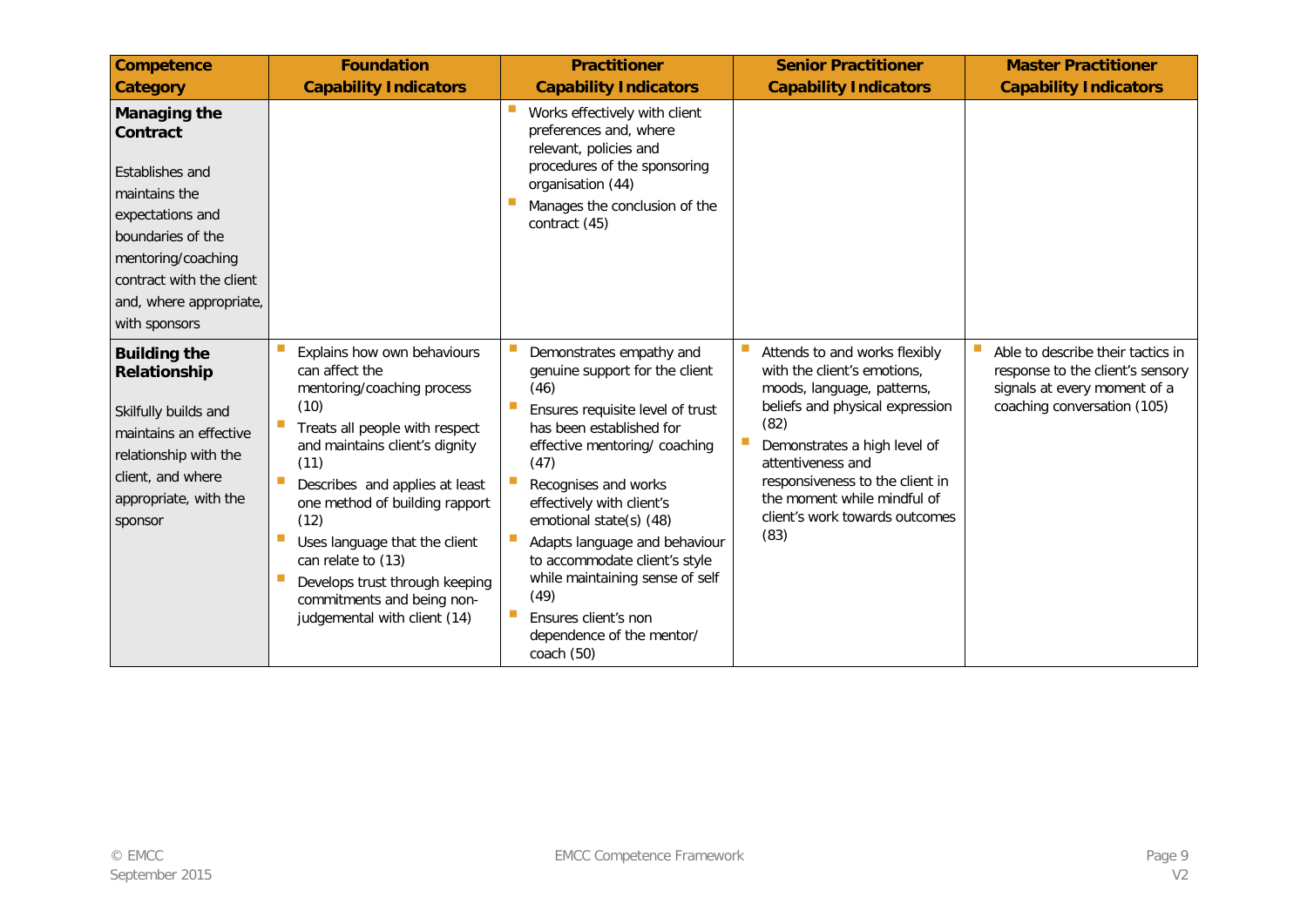| Competence Category | Foundation Capability Indicators | Practitioner Capability Indicators | Senior Practitioner Capability Indicators | Master Practitioner Capability Indicators |
|---|---|---|---|---|
| **Managing the Contract**<br><br>Establishes and maintains the expectations and boundaries of the mentoring/coaching contract with the client and, where appropriate, with sponsors | | ▪ Works effectively with client preferences and, where relevant, policies and procedures of the sponsoring organisation (44)<br>▪ Manages the conclusion of the contract (45) | | |
| **Building the Relationship**<br><br>Skilfully builds and maintains an effective relationship with the client, and where appropriate, with the sponsor | ▪ Explains how own behaviours can affect the mentoring/coaching process (10)<br>▪ Treats all people with respect and maintains client's dignity (11)<br>▪ Describes and applies at least one method of building rapport (12)<br>▪ Uses language that the client can relate to (13)<br>▪ Develops trust through keeping commitments and being non-judgemental with client (14) | ▪ Demonstrates empathy and genuine support for the client (46)<br>▪ Ensures requisite level of trust has been established for effective mentoring/ coaching (47)<br>▪ Recognises and works effectively with client's emotional state(s) (48)<br>▪ Adapts language and behaviour to accommodate client's style while maintaining sense of self (49)<br>▪ Ensures client's non dependence of the mentor/ coach (50) | ▪ Attends to and works flexibly with the client's emotions, moods, language, patterns, beliefs and physical expression (82)<br>▪ Demonstrates a high level of attentiveness and responsiveness to the client in the moment while mindful of client's work towards outcomes (83) | ▪ Able to describe their tactics in response to the client's sensory signals at every moment of a coaching conversation (105) |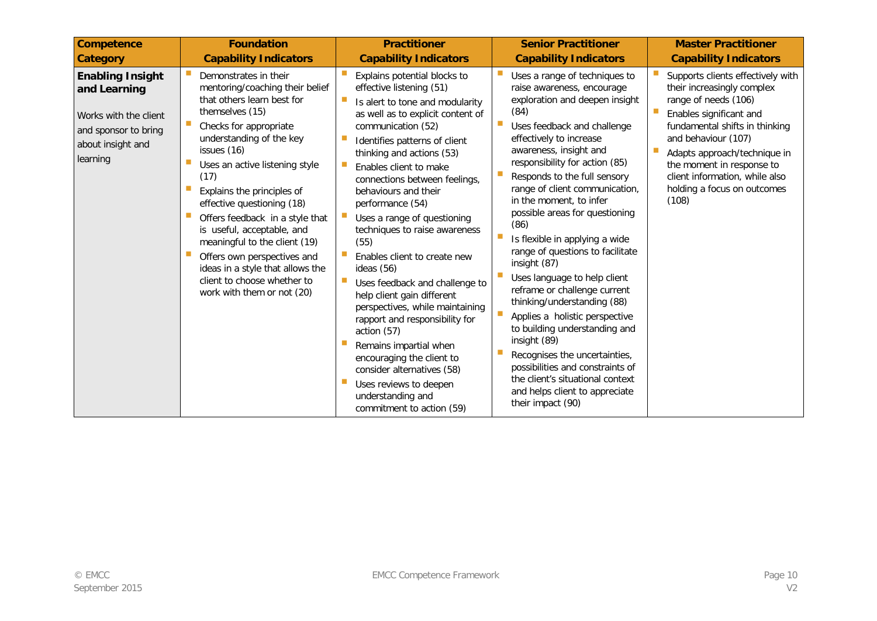| Competence Category | Foundation Capability Indicators | Practitioner Capability Indicators | Senior Practitioner Capability Indicators | Master Practitioner Capability Indicators |
|---|---|---|---|---|
| **Enabling Insight and Learning**<br><br>Works with the client and sponsor to bring about insight and learning | - Demonstrates in their mentoring/coaching their belief that others learn best for themselves (15)<br>- Checks for appropriate understanding of the key issues (16)<br>- Uses an active listening style (17)<br>- Explains the principles of effective questioning (18)<br>- Offers feedback in a style that is useful, acceptable, and meaningful to the client (19)<br>- Offers own perspectives and ideas in a style that allows the client to choose whether to work with them or not (20) | - Explains potential blocks to effective listening (51)<br>- Is alert to tone and modularity as well as to explicit content of communication (52)<br>- Identifies patterns of client thinking and actions (53)<br>- Enables client to make connections between feelings, behaviours and their performance (54)<br>- Uses a range of questioning techniques to raise awareness (55)<br>- Enables client to create new ideas (56)<br>- Uses feedback and challenge to help client gain different perspectives, while maintaining rapport and responsibility for action (57)<br>- Remains impartial when encouraging the client to consider alternatives (58)<br>- Uses reviews to deepen understanding and commitment to action (59) | - Uses a range of techniques to raise awareness, encourage exploration and deepen insight (84)<br>- Uses feedback and challenge effectively to increase awareness, insight and responsibility for action (85)<br>- Responds to the full sensory range of client communication, in the moment, to infer possible areas for questioning (86)<br>- Is flexible in applying a wide range of questions to facilitate insight (87)<br>- Uses language to help client reframe or challenge current thinking/understanding (88)<br>- Applies a holistic perspective to building understanding and insight (89)<br>- Recognises the uncertainties, possibilities and constraints of the client's situational context and helps client to appreciate their impact (90) | - Supports clients effectively with their increasingly complex range of needs (106)<br>- Enables significant and fundamental shifts in thinking and behaviour (107)<br>- Adapts approach/technique in the moment in response to client information, while also holding a focus on outcomes (108) |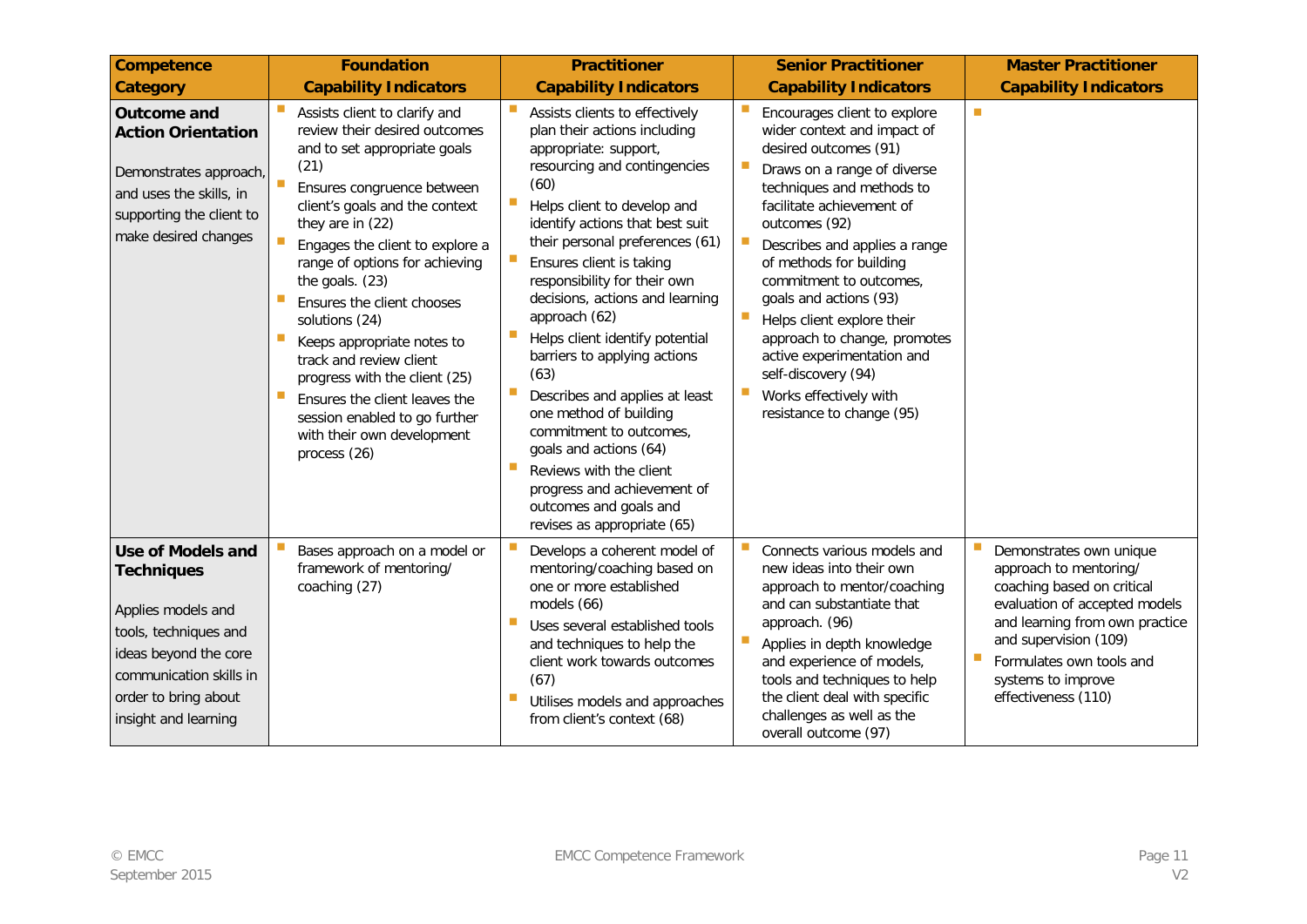| Competence Category | Foundation Capability Indicators | Practitioner Capability Indicators | Senior Practitioner Capability Indicators | Master Practitioner Capability Indicators |
|---|---|---|---|---|
| **Outcome and Action Orientation**<br><br>Demonstrates approach, and uses the skills, in supporting the client to make desired changes | ▪ Assists client to clarify and review their desired outcomes and to set appropriate goals (21)<br>▪ Ensures congruence between client's goals and the context they are in (22)<br>▪ Engages the client to explore a range of options for achieving the goals. (23)<br>▪ Ensures the client chooses solutions (24)<br>▪ Keeps appropriate notes to track and review client progress with the client (25)<br>▪ Ensures the client leaves the session enabled to go further with their own development process (26) | ▪ Assists clients to effectively plan their actions including appropriate: support, resourcing and contingencies (60)<br>▪ Helps client to develop and identify actions that best suit their personal preferences (61)<br>▪ Ensures client is taking responsibility for their own decisions, actions and learning approach (62)<br>▪ Helps client identify potential barriers to applying actions (63)<br>▪ Describes and applies at least one method of building commitment to outcomes, goals and actions (64)<br>▪ Reviews with the client progress and achievement of outcomes and goals and revises as appropriate (65) | ▪ Encourages client to explore wider context and impact of desired outcomes (91)<br>▪ Draws on a range of diverse techniques and methods to facilitate achievement of outcomes (92)<br>▪ Describes and applies a range of methods for building commitment to outcomes, goals and actions (93)<br>▪ Helps client explore their approach to change, promotes active experimentation and self-discovery (94)<br>▪ Works effectively with resistance to change (95) | ▪ |
| **Use of Models and Techniques**<br><br>Applies models and tools, techniques and ideas beyond the core communication skills in order to bring about insight and learning | ▪ Bases approach on a model or framework of mentoring/ coaching (27) | ▪ Develops a coherent model of mentoring/coaching based on one or more established models (66)<br>▪ Uses several established tools and techniques to help the client work towards outcomes (67)<br>▪ Utilises models and approaches from client's context (68) | ▪ Connects various models and new ideas into their own approach to mentor/coaching and can substantiate that approach. (96)<br>▪ Applies in depth knowledge and experience of models, tools and techniques to help the client deal with specific challenges as well as the overall outcome (97) | ▪ Demonstrates own unique approach to mentoring/ coaching based on critical evaluation of accepted models and learning from own practice and supervision (109)<br>▪ Formulates own tools and systems to improve effectiveness (110) |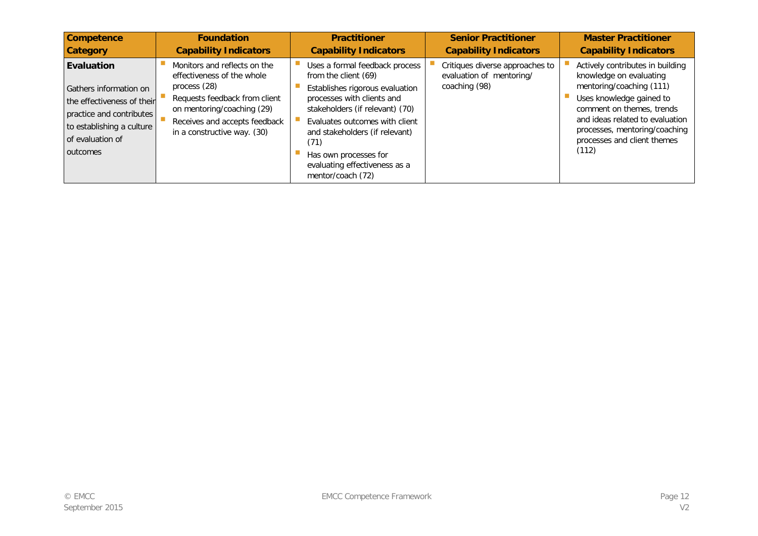| Competence Category | Foundation Capability Indicators | Practitioner Capability Indicators | Senior Practitioner Capability Indicators | Master Practitioner Capability Indicators |
| --- | --- | --- | --- | --- |
| **Evaluation**<br><br>Gathers information on the effectiveness of their practice and contributes to establishing a culture of evaluation of outcomes | ▪ Monitors and reflects on the effectiveness of the whole process (28)<br>▪ Requests feedback from client on mentoring/coaching (29)<br>▪ Receives and accepts feedback in a constructive way. (30) | ▪ Uses a formal feedback process from the client (69)<br>▪ Establishes rigorous evaluation processes with clients and stakeholders (if relevant) (70)<br>▪ Evaluates outcomes with client and stakeholders (if relevant) (71)<br>▪ Has own processes for evaluating effectiveness as a mentor/coach (72) | ▪ Critiques diverse approaches to evaluation of mentoring/ coaching (98) | ▪ Actively contributes in building knowledge on evaluating mentoring/coaching (111)<br>▪ Uses knowledge gained to comment on themes, trends and ideas related to evaluation processes, mentoring/coaching processes and client themes (112) |